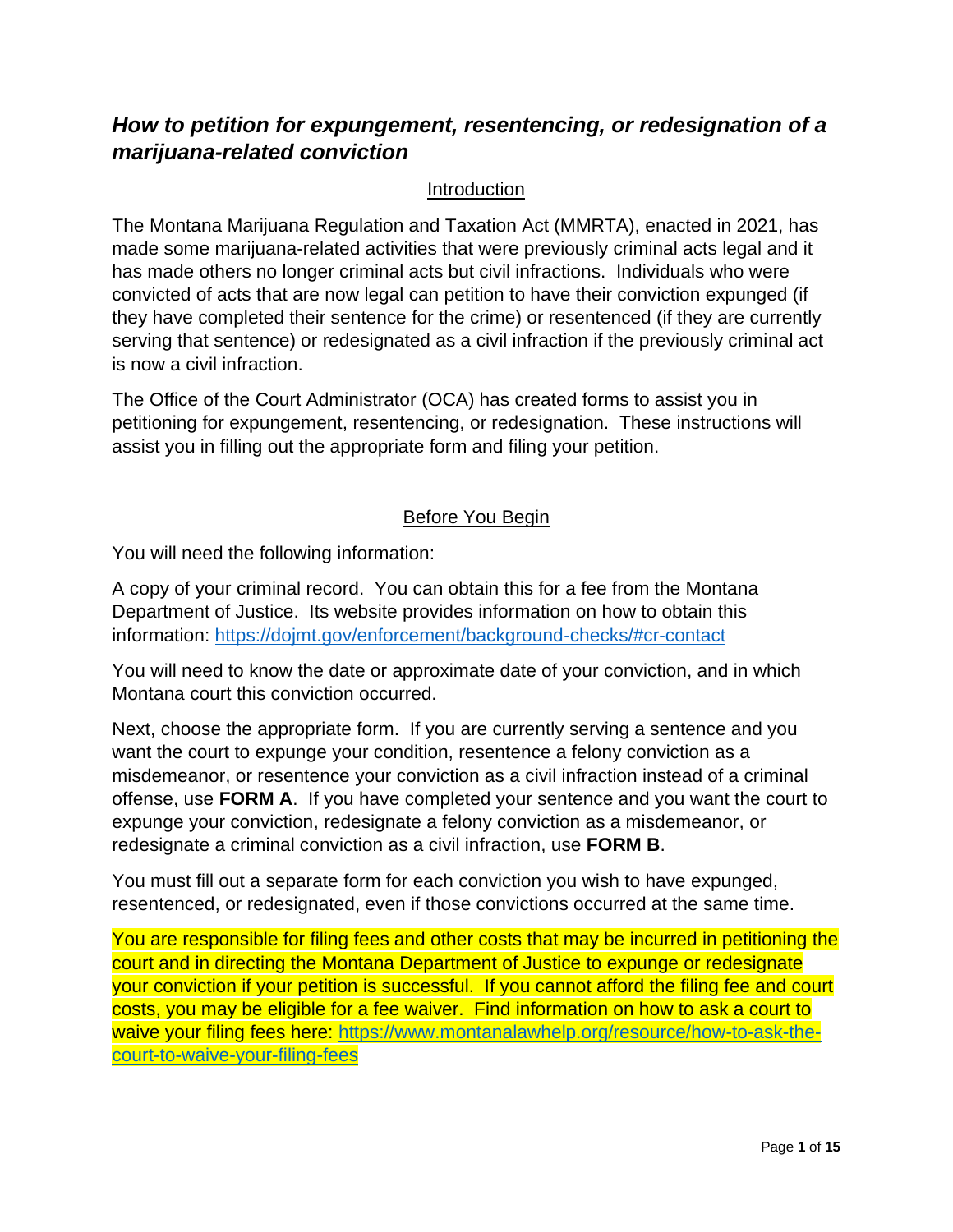# ***How to petition for expungement, resentencing, or redesignation of a marijuana-related conviction***

## Introduction

The Montana Marijuana Regulation and Taxation Act (MMRTA), enacted in 2021, has made some marijuana-related activities that were previously criminal acts legal and it has made others no longer criminal acts but civil infractions. Individuals who were convicted of acts that are now legal can petition to have their conviction expunged (if they have completed their sentence for the crime) or resentenced (if they are currently serving that sentence) or redesignated as a civil infraction if the previously criminal act is now a civil infraction.

The Office of the Court Administrator (OCA) has created forms to assist you in petitioning for expungement, resentencing, or redesignation. These instructions will assist you in filling out the appropriate form and filing your petition.

## Before You Begin

You will need the following information:

A copy of your criminal record. You can obtain this for a fee from the Montana Department of Justice. Its website provides information on how to obtain this information: https://dojmt.gov/enforcement/background-checks/#cr-contact

You will need to know the date or approximate date of your conviction, and in which Montana court this conviction occurred.

Next, choose the appropriate form. If you are currently serving a sentence and you want the court to expunge your condition, resentence a felony conviction as a misdemeanor, or resentence your conviction as a civil infraction instead of a criminal offense, use **FORM A**. If you have completed your sentence and you want the court to expunge your conviction, redesignate a felony conviction as a misdemeanor, or redesignate a criminal conviction as a civil infraction, use **FORM B**.

You must fill out a separate form for each conviction you wish to have expunged, resentenced, or redesignated, even if those convictions occurred at the same time.

You are responsible for filing fees and other costs that may be incurred in petitioning the court and in directing the Montana Department of Justice to expunge or redesignate your conviction if your petition is successful. If you cannot afford the filing fee and court costs, you may be eligible for a fee waiver. Find information on how to ask a court to waive your filing fees here: https://www.montanalawhelp.org/resource/how-to-ask-the-court-to-waive-your-filing-fees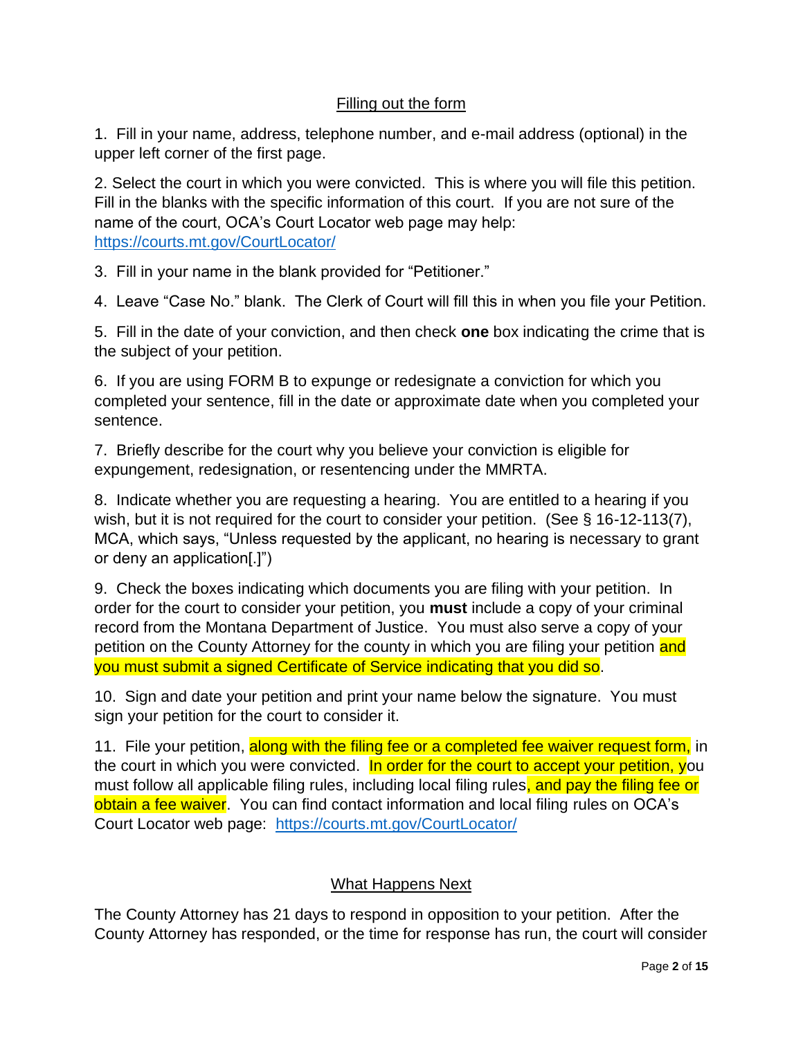## Filling out the form

1. Fill in your name, address, telephone number, and e-mail address (optional) in the upper left corner of the first page.

2. Select the court in which you were convicted. This is where you will file this petition. Fill in the blanks with the specific information of this court. If you are not sure of the name of the court, OCA's Court Locator web page may help: https://courts.mt.gov/CourtLocator/

3. Fill in your name in the blank provided for "Petitioner."

4. Leave "Case No." blank. The Clerk of Court will fill this in when you file your Petition.

5. Fill in the date of your conviction, and then check **one** box indicating the crime that is the subject of your petition.

6. If you are using FORM B to expunge or redesignate a conviction for which you completed your sentence, fill in the date or approximate date when you completed your sentence.

7. Briefly describe for the court why you believe your conviction is eligible for expungement, redesignation, or resentencing under the MMRTA.

8. Indicate whether you are requesting a hearing. You are entitled to a hearing if you wish, but it is not required for the court to consider your petition. (See § 16-12-113(7), MCA, which says, "Unless requested by the applicant, no hearing is necessary to grant or deny an application[.]")

9. Check the boxes indicating which documents you are filing with your petition. In order for the court to consider your petition, you **must** include a copy of your criminal record from the Montana Department of Justice. You must also serve a copy of your petition on the County Attorney for the county in which you are filing your petition and you must submit a signed Certificate of Service indicating that you did so.

10. Sign and date your petition and print your name below the signature. You must sign your petition for the court to consider it.

11. File your petition, along with the filing fee or a completed fee waiver request form, in the court in which you were convicted. In order for the court to accept your petition, you must follow all applicable filing rules, including local filing rules, and pay the filing fee or obtain a fee waiver. You can find contact information and local filing rules on OCA's Court Locator web page: https://courts.mt.gov/CourtLocator/

## What Happens Next

The County Attorney has 21 days to respond in opposition to your petition. After the County Attorney has responded, or the time for response has run, the court will consider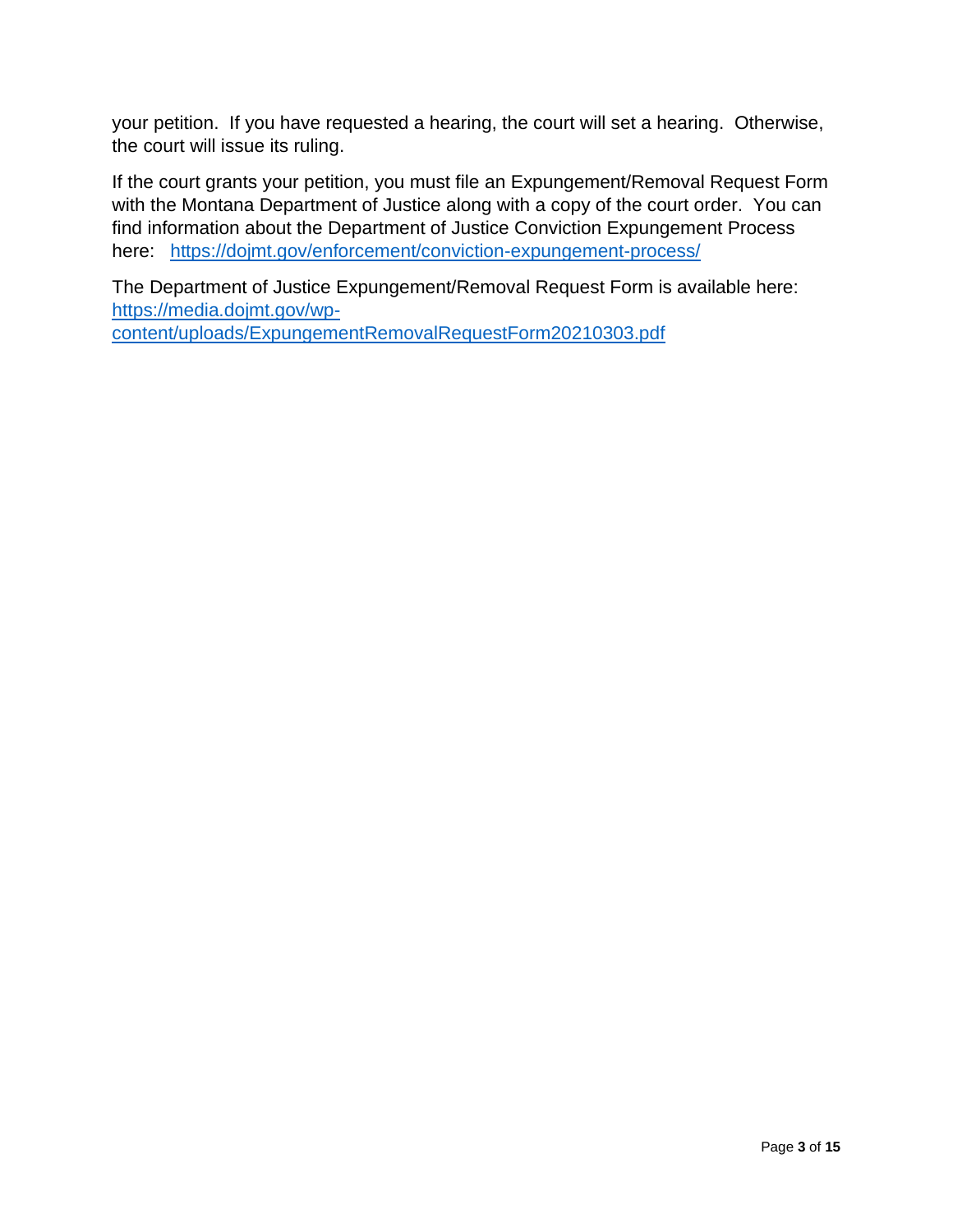your petition. If you have requested a hearing, the court will set a hearing. Otherwise, the court will issue its ruling.

If the court grants your petition, you must file an Expungement/Removal Request Form with the Montana Department of Justice along with a copy of the court order. You can find information about the Department of Justice Conviction Expungement Process here: https://dojmt.gov/enforcement/conviction-expungement-process/

The Department of Justice Expungement/Removal Request Form is available here: https://media.dojmt.gov/wp-content/uploads/ExpungementRemovalRequestForm20210303.pdf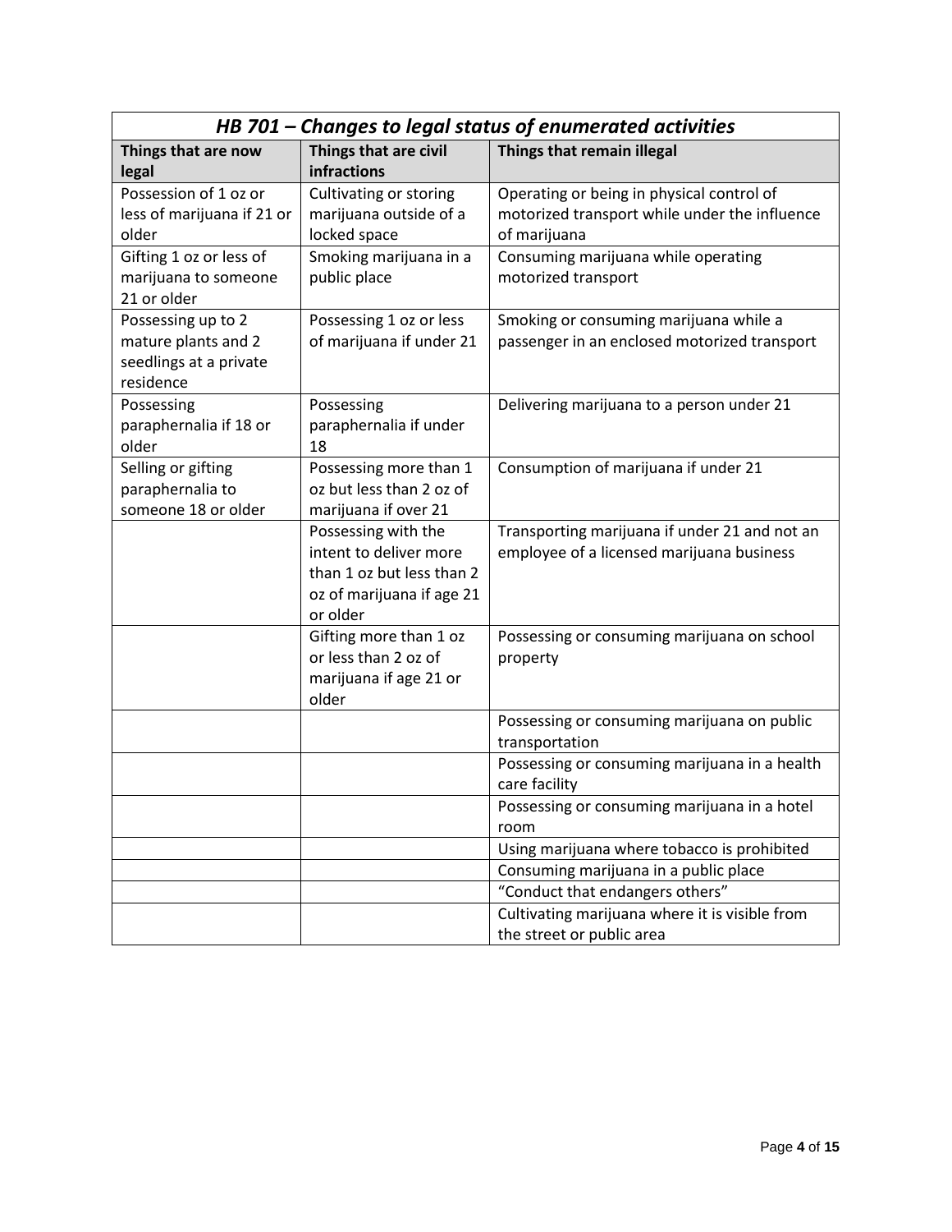| *HB 701 – Changes to legal status of enumerated activities* | | |
|---|---|---|
| **Things that are now legal** | **Things that are civil infractions** | **Things that remain illegal** |
| Possession of 1 oz or less of marijuana if 21 or older | Cultivating or storing marijuana outside of a locked space | Operating or being in physical control of motorized transport while under the influence of marijuana |
| Gifting 1 oz or less of marijuana to someone 21 or older | Smoking marijuana in a public place | Consuming marijuana while operating motorized transport |
| Possessing up to 2 mature plants and 2 seedlings at a private residence | Possessing 1 oz or less of marijuana if under 21 | Smoking or consuming marijuana while a passenger in an enclosed motorized transport |
| Possessing paraphernalia if 18 or older | Possessing paraphernalia if under 18 | Delivering marijuana to a person under 21 |
| Selling or gifting paraphernalia to someone 18 or older | Possessing more than 1 oz but less than 2 oz of marijuana if over 21 | Consumption of marijuana if under 21 |
| | Possessing with the intent to deliver more than 1 oz but less than 2 oz of marijuana if age 21 or older | Transporting marijuana if under 21 and not an employee of a licensed marijuana business |
| | Gifting more than 1 oz or less than 2 oz of marijuana if age 21 or older | Possessing or consuming marijuana on school property |
| | | Possessing or consuming marijuana on public transportation |
| | | Possessing or consuming marijuana in a health care facility |
| | | Possessing or consuming marijuana in a hotel room |
| | | Using marijuana where tobacco is prohibited |
| | | Consuming marijuana in a public place |
| | | "Conduct that endangers others" |
| | | Cultivating marijuana where it is visible from the street or public area |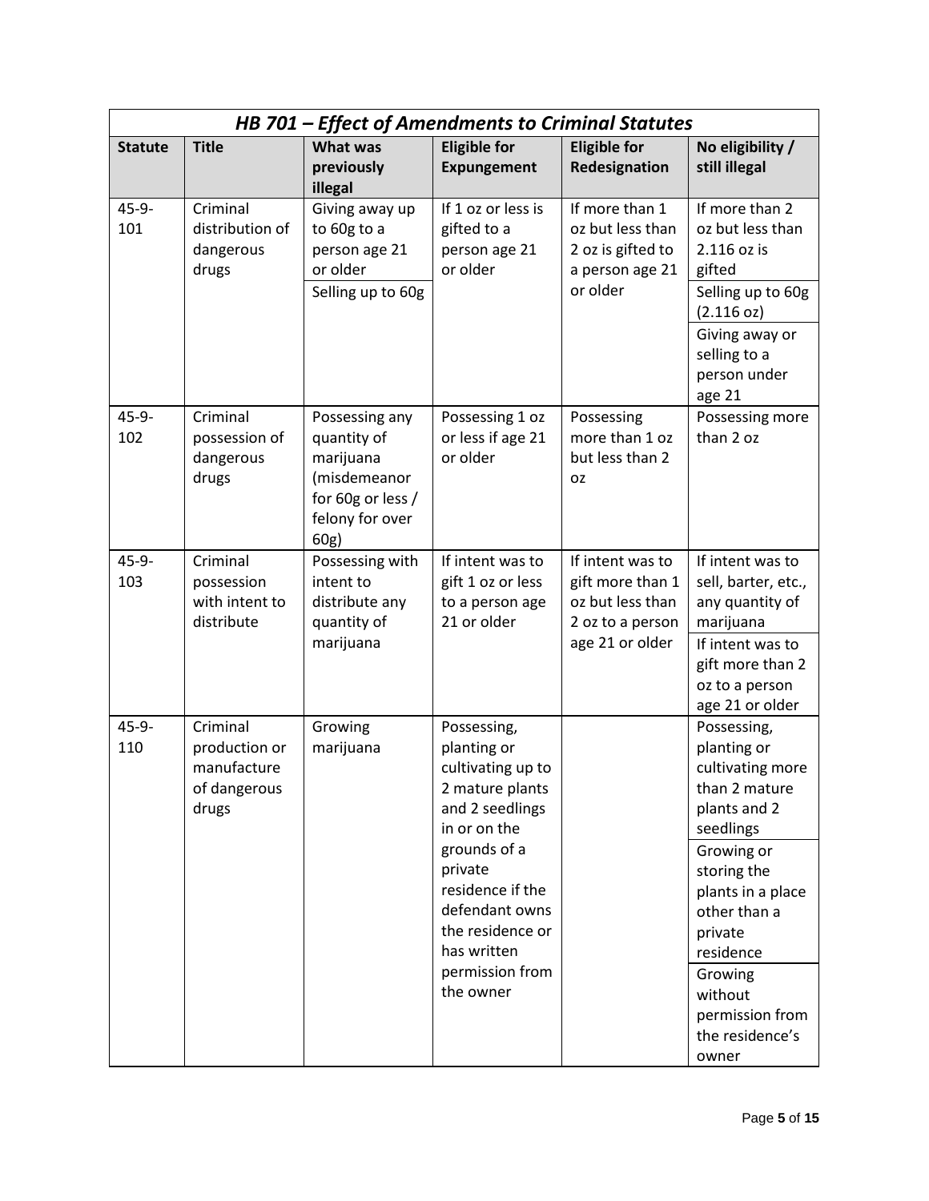| *HB 701 – Effect of Amendments to Criminal Statutes* | | | | | |
|---|---|---|---|---|---|
| **Statute** | **Title** | **What was previously illegal** | **Eligible for Expungement** | **Eligible for Redesignation** | **No eligibility / still illegal** |
| 45-9-101 | Criminal distribution of dangerous drugs | Giving away up to 60g to a person age 21 or older<br>Selling up to 60g | If 1 oz or less is gifted to a person age 21 or older | If more than 1 oz but less than 2 oz is gifted to a person age 21 or older | If more than 2 oz but less than 2.116 oz is gifted<br>Selling up to 60g (2.116 oz)<br>Giving away or selling to a person under age 21 |
| 45-9-102 | Criminal possession of dangerous drugs | Possessing any quantity of marijuana (misdemeanor for 60g or less / felony for over 60g) | Possessing 1 oz or less if age 21 or older | Possessing more than 1 oz but less than 2 oz | Possessing more than 2 oz |
| 45-9-103 | Criminal possession with intent to distribute | Possessing with intent to distribute any quantity of marijuana | If intent was to gift 1 oz or less to a person age 21 or older | If intent was to gift more than 1 oz but less than 2 oz to a person age 21 or older | If intent was to sell, barter, etc., any quantity of marijuana<br>If intent was to gift more than 2 oz to a person age 21 or older |
| 45-9-110 | Criminal production or manufacture of dangerous drugs | Growing marijuana | Possessing, planting or cultivating up to 2 mature plants and 2 seedlings in or on the grounds of a private residence if the defendant owns the residence or has written permission from the owner | | Possessing, planting or cultivating more than 2 mature plants and 2 seedlings<br>Growing or storing the plants in a place other than a private residence<br>Growing without permission from the residence's owner |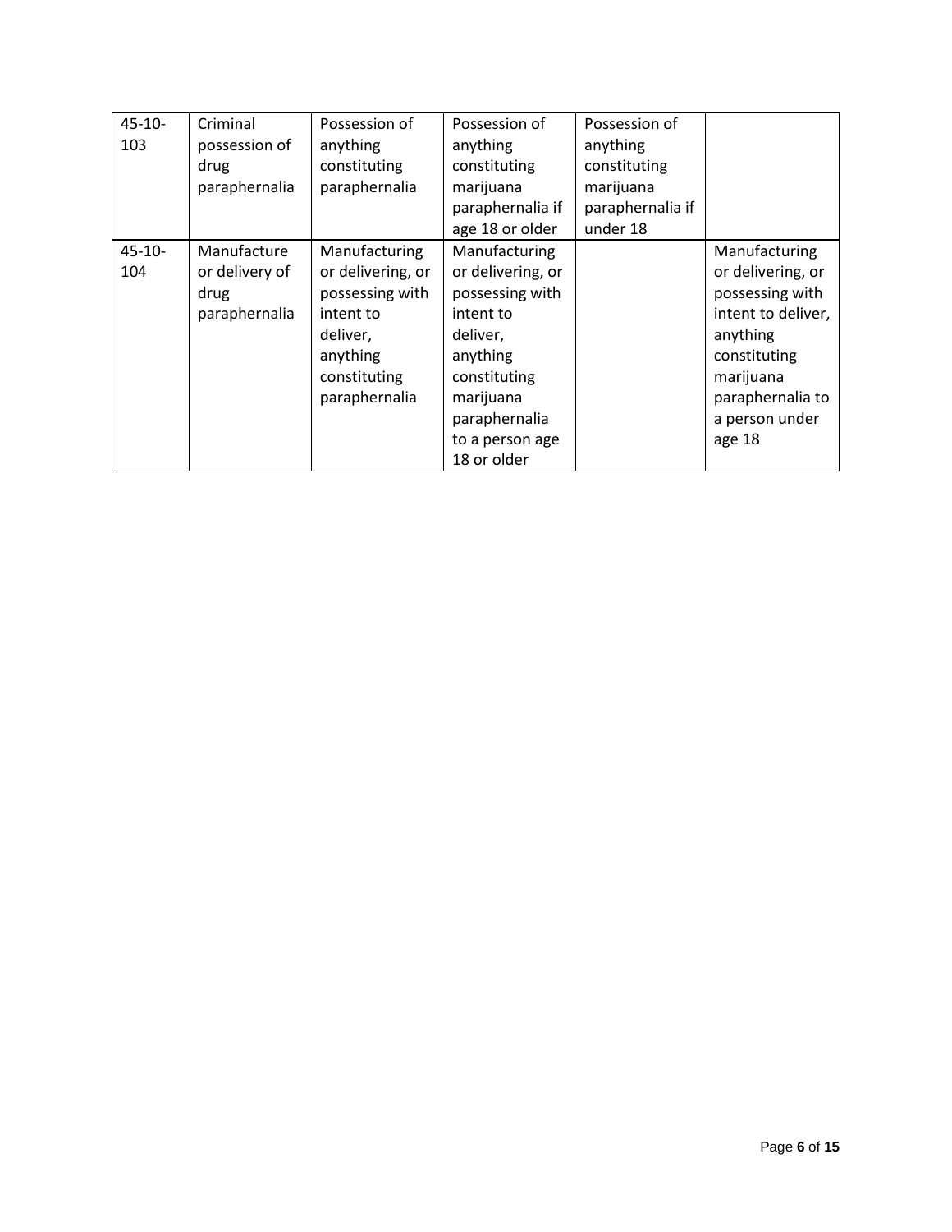| 45-10-103 | Criminal possession of drug paraphernalia | Possession of anything constituting paraphernalia | Possession of anything constituting marijuana paraphernalia if age 18 or older | Possession of anything constituting marijuana paraphernalia if under 18 | |
|---|---|---|---|---|---|
| 45-10-104 | Manufacture or delivery of drug paraphernalia | Manufacturing or delivering, or possessing with intent to deliver, anything constituting paraphernalia | Manufacturing or delivering, or possessing with intent to deliver, anything constituting marijuana paraphernalia to a person age 18 or older | | Manufacturing or delivering, or possessing with intent to deliver, anything constituting marijuana paraphernalia to a person under age 18 |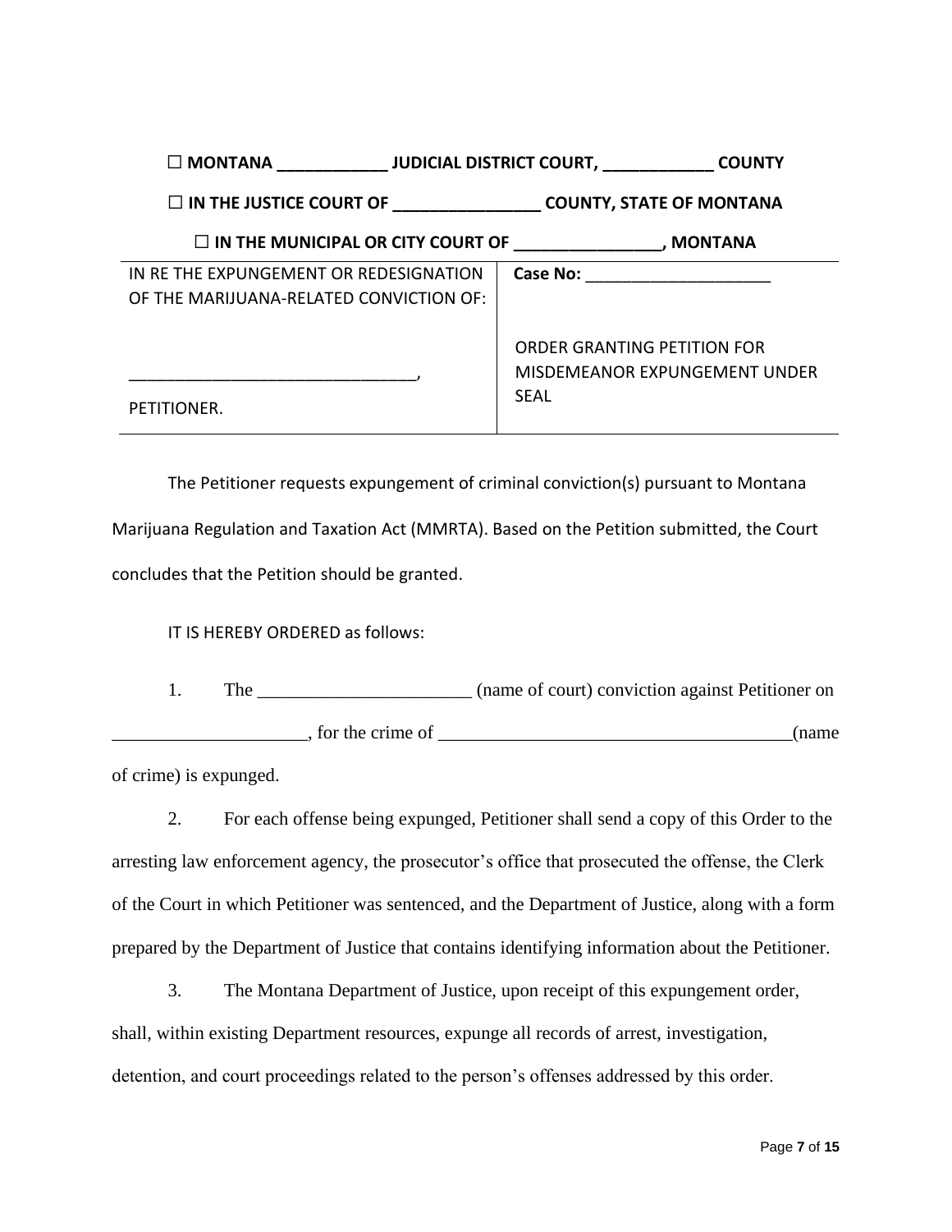☐ **MONTANA \_\_\_\_\_\_\_\_\_\_\_\_ JUDICIAL DISTRICT COURT, \_\_\_\_\_\_\_\_\_\_\_\_ COUNTY**

☐ **IN THE JUSTICE COURT OF \_\_\_\_\_\_\_\_\_\_\_\_\_\_\_\_ COUNTY, STATE OF MONTANA**

☐ **IN THE MUNICIPAL OR CITY COURT OF \_\_\_\_\_\_\_\_\_\_\_\_\_\_\_\_, MONTANA**

| IN RE THE EXPUNGEMENT OR REDESIGNATION OF THE MARIJUANA-RELATED CONVICTION OF: | **Case No:** \_\_\_\_\_\_\_\_\_\_\_\_\_\_\_\_\_\_\_\_ |
|---|---|
| \_\_\_\_\_\_\_\_\_\_\_\_\_\_\_\_\_\_\_\_\_\_\_\_\_\_\_\_\_\_\_\_, | ORDER GRANTING PETITION FOR MISDEMEANOR EXPUNGEMENT UNDER SEAL |
| PETITIONER. | |

The Petitioner requests expungement of criminal conviction(s) pursuant to Montana Marijuana Regulation and Taxation Act (MMRTA). Based on the Petition submitted, the Court concludes that the Petition should be granted.

IT IS HEREBY ORDERED as follows:

1. The \_\_\_\_\_\_\_\_\_\_\_\_\_\_\_\_\_\_\_\_\_\_\_ (name of court) conviction against Petitioner on \_\_\_\_\_\_\_\_\_\_\_\_\_\_\_\_\_\_\_\_, for the crime of \_\_\_\_\_\_\_\_\_\_\_\_\_\_\_\_\_\_\_\_\_\_\_\_\_\_\_\_\_\_\_\_\_\_\_\_\_\_(name of crime) is expunged.

2. For each offense being expunged, Petitioner shall send a copy of this Order to the arresting law enforcement agency, the prosecutor's office that prosecuted the offense, the Clerk of the Court in which Petitioner was sentenced, and the Department of Justice, along with a form prepared by the Department of Justice that contains identifying information about the Petitioner.

3. The Montana Department of Justice, upon receipt of this expungement order, shall, within existing Department resources, expunge all records of arrest, investigation, detention, and court proceedings related to the person's offenses addressed by this order.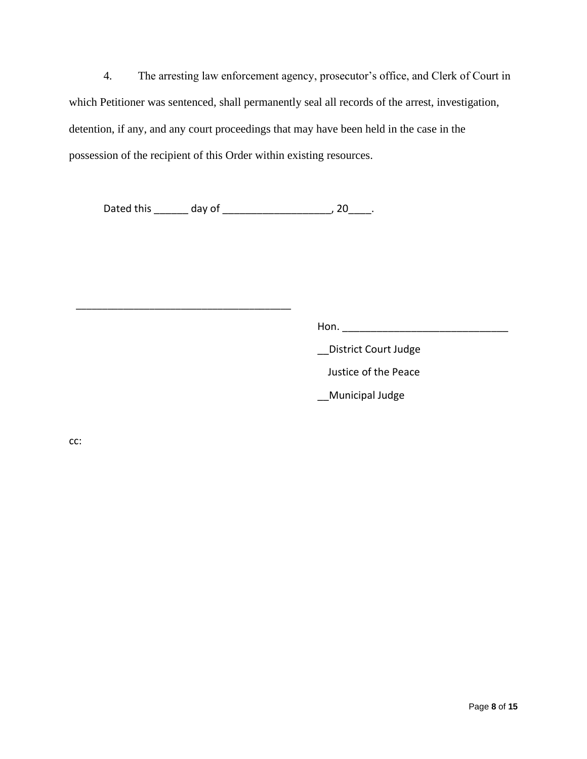4. The arresting law enforcement agency, prosecutor's office, and Clerk of Court in which Petitioner was sentenced, shall permanently seal all records of the arrest, investigation, detention, if any, and any court proceedings that may have been held in the case in the possession of the recipient of this Order within existing resources.

Dated this ______ day of ___________________, 20____.

______________________________________

Hon. _____________________________

__District Court Judge

Justice of the Peace

__Municipal Judge

cc: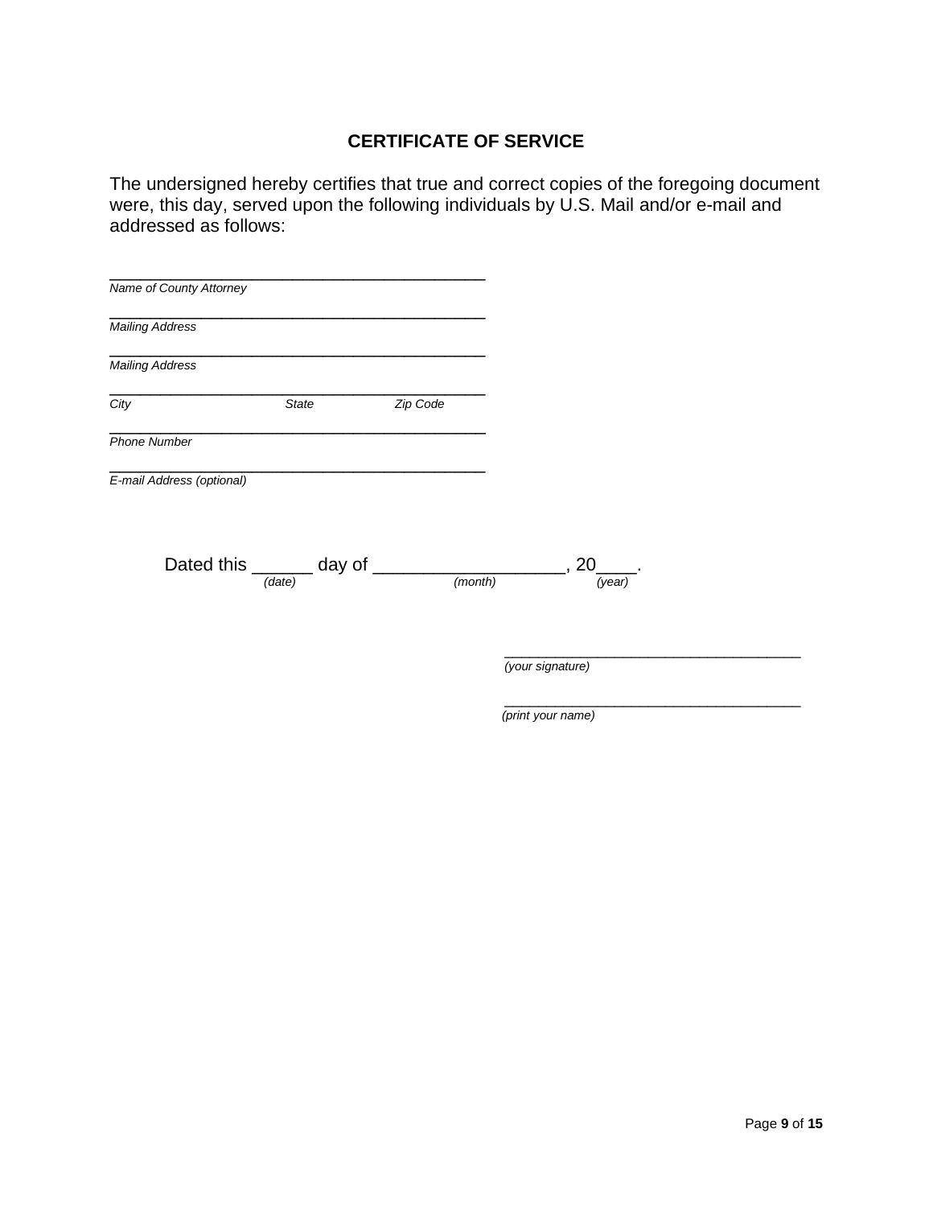## CERTIFICATE OF SERVICE

The undersigned hereby certifies that true and correct copies of the foregoing document were, this day, served upon the following individuals by U.S. Mail and/or e-mail and addressed as follows:

\_\_\_\_\_\_\_\_\_\_\_\_\_\_\_\_\_\_\_\_\_\_\_\_\_\_\_\_\_\_\_\_\_\_\_\_\_\_\_\_
*Name of County Attorney*

\_\_\_\_\_\_\_\_\_\_\_\_\_\_\_\_\_\_\_\_\_\_\_\_\_\_\_\_\_\_\_\_\_\_\_\_\_\_\_\_
*Mailing Address*

\_\_\_\_\_\_\_\_\_\_\_\_\_\_\_\_\_\_\_\_\_\_\_\_\_\_\_\_\_\_\_\_\_\_\_\_\_\_\_\_
*Mailing Address*

\_\_\_\_\_\_\_\_\_\_\_\_\_\_\_\_\_\_\_\_\_\_\_\_\_\_\_\_\_\_\_\_\_\_\_\_\_\_\_\_
*City* *State* *Zip Code*

\_\_\_\_\_\_\_\_\_\_\_\_\_\_\_\_\_\_\_\_\_\_\_\_\_\_\_\_\_\_\_\_\_\_\_\_\_\_\_\_
*Phone Number*

\_\_\_\_\_\_\_\_\_\_\_\_\_\_\_\_\_\_\_\_\_\_\_\_\_\_\_\_\_\_\_\_\_\_\_\_\_\_\_\_
*E-mail Address (optional)*

Dated this \_\_\_\_\_\_ day of \_\_\_\_\_\_\_\_\_\_\_\_\_\_\_\_\_\_\_, 20\_\_\_\_.
*(date)* *(month)* *(year)*

\_\_\_\_\_\_\_\_\_\_\_\_\_\_\_\_\_\_\_\_\_\_\_\_\_\_\_\_\_\_\_\_\_\_\_\_
*(your signature)*

\_\_\_\_\_\_\_\_\_\_\_\_\_\_\_\_\_\_\_\_\_\_\_\_\_\_\_\_\_\_\_\_\_\_\_\_
*(print your name)*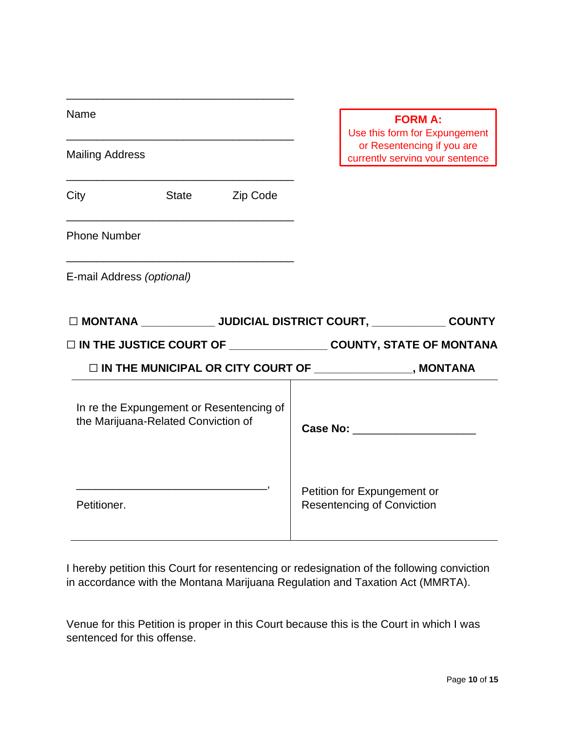\_\_\_\_\_\_\_\_\_\_\_\_\_\_\_\_\_\_\_\_\_\_\_\_\_\_\_\_\_\_\_\_\_\_\_\_

Name

\_\_\_\_\_\_\_\_\_\_\_\_\_\_\_\_\_\_\_\_\_\_\_\_\_\_\_\_\_\_\_\_\_\_\_\_

Mailing Address

\_\_\_\_\_\_\_\_\_\_\_\_\_\_\_\_\_\_\_\_\_\_\_\_\_\_\_\_\_\_\_\_\_\_\_\_

City State Zip Code

\_\_\_\_\_\_\_\_\_\_\_\_\_\_\_\_\_\_\_\_\_\_\_\_\_\_\_\_\_\_\_\_\_\_\_\_

Phone Number

\_\_\_\_\_\_\_\_\_\_\_\_\_\_\_\_\_\_\_\_\_\_\_\_\_\_\_\_\_\_\_\_\_\_\_\_

E-mail Address *(optional)*

**FORM A:**
Use this form for Expungement or Resentencing if you are currently serving your sentence

**☐ MONTANA \_\_\_\_\_\_\_\_\_\_\_\_ JUDICIAL DISTRICT COURT, \_\_\_\_\_\_\_\_\_\_\_\_ COUNTY**

**☐ IN THE JUSTICE COURT OF \_\_\_\_\_\_\_\_\_\_\_\_\_\_\_\_ COUNTY, STATE OF MONTANA**

**☐ IN THE MUNICIPAL OR CITY COURT OF \_\_\_\_\_\_\_\_\_\_\_\_\_\_\_\_, MONTANA**

| | |
|---|---|
| In re the Expungement or Resentencing of the Marijuana-Related Conviction of<br><br>\_\_\_\_\_\_\_\_\_\_\_\_\_\_\_\_\_\_\_\_\_\_\_\_\_\_\_\_\_\_\_\_,<br>Petitioner. | **Case No:** \_\_\_\_\_\_\_\_\_\_\_\_\_\_\_\_\_\_\_\_<br><br>Petition for Expungement or Resentencing of Conviction |

I hereby petition this Court for resentencing or redesignation of the following conviction in accordance with the Montana Marijuana Regulation and Taxation Act (MMRTA).

Venue for this Petition is proper in this Court because this is the Court in which I was sentenced for this offense.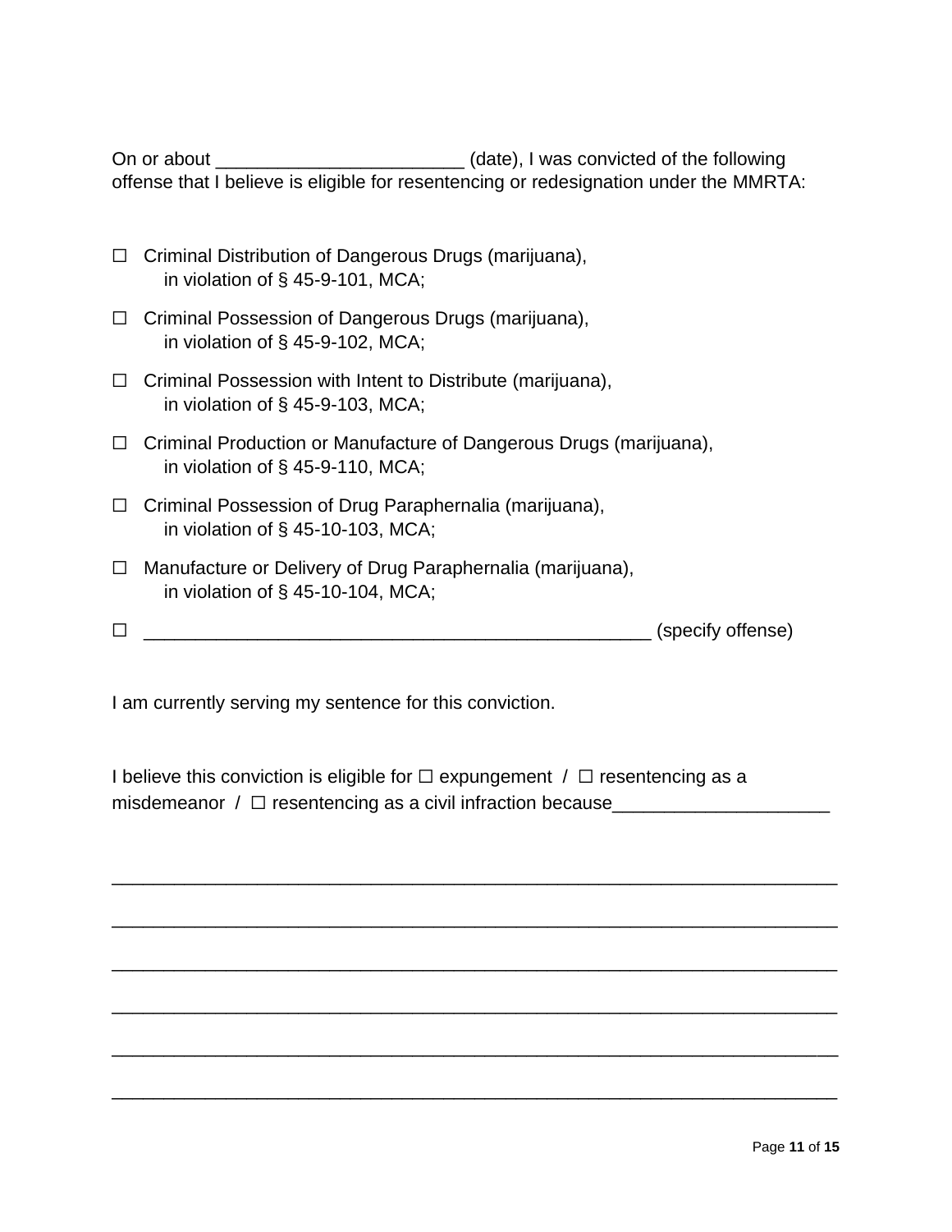On or about ________________________ (date), I was convicted of the following offense that I believe is eligible for resentencing or redesignation under the MMRTA:

☐ Criminal Distribution of Dangerous Drugs (marijuana), in violation of § 45-9-101, MCA;

☐ Criminal Possession of Dangerous Drugs (marijuana), in violation of § 45-9-102, MCA;

☐ Criminal Possession with Intent to Distribute (marijuana), in violation of § 45-9-103, MCA;

☐ Criminal Production or Manufacture of Dangerous Drugs (marijuana), in violation of § 45-9-110, MCA;

☐ Criminal Possession of Drug Paraphernalia (marijuana), in violation of § 45-10-103, MCA;

☐ Manufacture or Delivery of Drug Paraphernalia (marijuana), in violation of § 45-10-104, MCA;

☐ __________________________________________________ (specify offense)

I am currently serving my sentence for this conviction.

I believe this conviction is eligible for ☐ expungement / ☐ resentencing as a misdemeanor / ☐ resentencing as a civil infraction because_____________________

______________________________________________________________________

______________________________________________________________________

______________________________________________________________________

______________________________________________________________________

______________________________________________________________________

______________________________________________________________________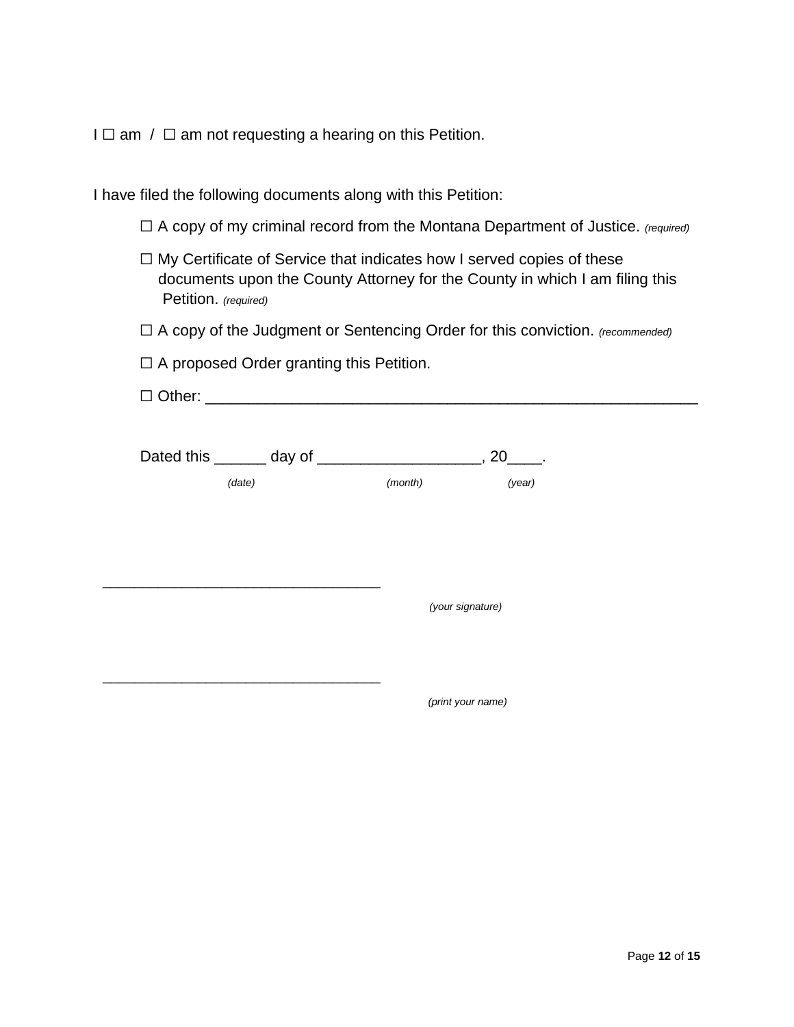I ☐ am / ☐ am not requesting a hearing on this Petition.

I have filed the following documents along with this Petition:

☐ A copy of my criminal record from the Montana Department of Justice. *(required)*

☐ My Certificate of Service that indicates how I served copies of these documents upon the County Attorney for the County in which I am filing this Petition. *(required)*

☐ A copy of the Judgment or Sentencing Order for this conviction. *(recommended)*

☐ A proposed Order granting this Petition.

☐ Other: ___________________________________________________________

Dated this ______ day of ___________________, 20____.
*(date)* *(month)* *(year)*

_________________________________
*(your signature)*

_________________________________
*(print your name)*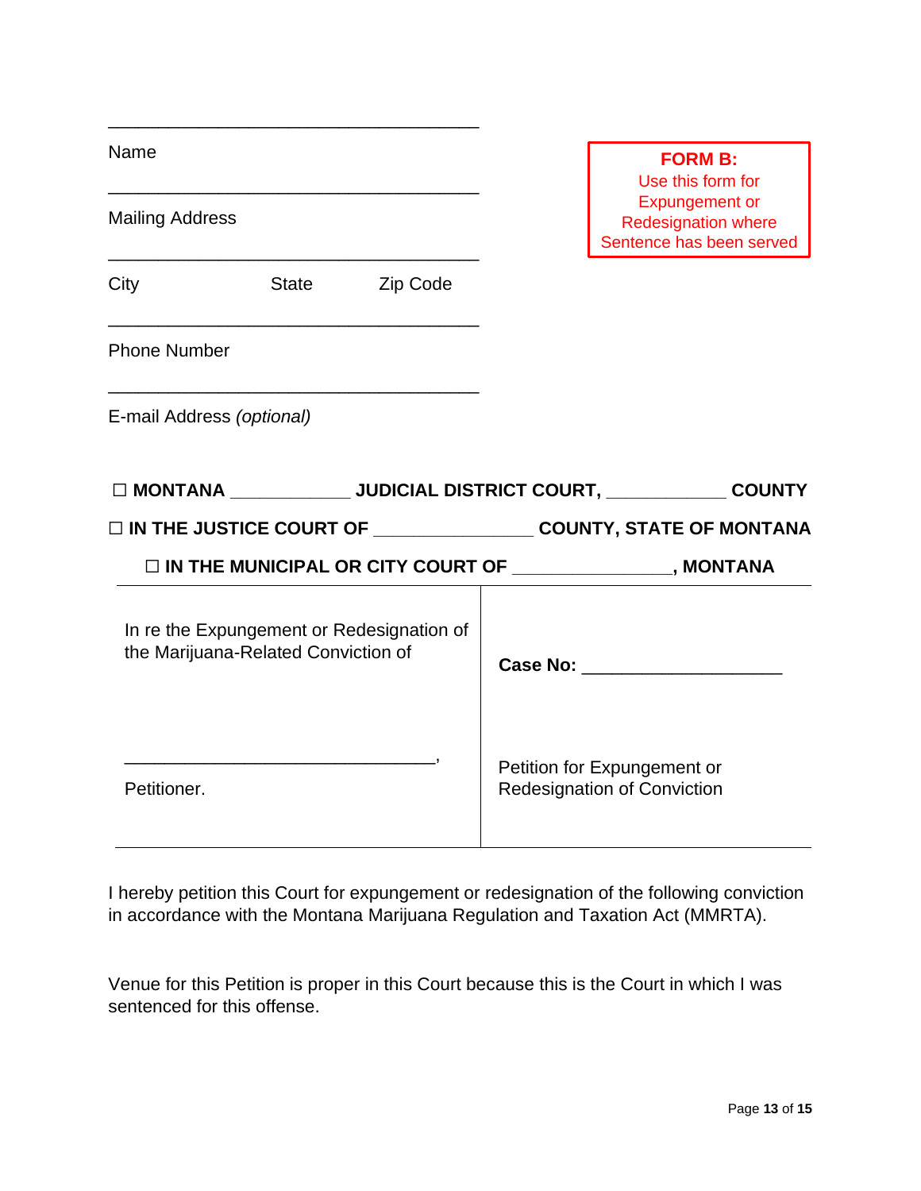\_\_\_\_\_\_\_\_\_\_\_\_\_\_\_\_\_\_\_\_\_\_\_\_\_\_\_\_\_\_\_\_\_\_\_\_\_\_\_
Name

\_\_\_\_\_\_\_\_\_\_\_\_\_\_\_\_\_\_\_\_\_\_\_\_\_\_\_\_\_\_\_\_\_\_\_\_\_\_\_
Mailing Address

\_\_\_\_\_\_\_\_\_\_\_\_\_\_\_\_\_\_\_\_\_\_\_\_\_\_\_\_\_\_\_\_\_\_\_\_\_\_\_
City State Zip Code

\_\_\_\_\_\_\_\_\_\_\_\_\_\_\_\_\_\_\_\_\_\_\_\_\_\_\_\_\_\_\_\_\_\_\_\_\_\_\_
Phone Number

\_\_\_\_\_\_\_\_\_\_\_\_\_\_\_\_\_\_\_\_\_\_\_\_\_\_\_\_\_\_\_\_\_\_\_\_\_\_\_
E-mail Address *(optional)*

**FORM B:**
Use this form for Expungement or Redesignation where Sentence has been served

☐ **MONTANA \_\_\_\_\_\_\_\_\_\_\_\_ JUDICIAL DISTRICT COURT, \_\_\_\_\_\_\_\_\_\_\_\_ COUNTY**

☐ **IN THE JUSTICE COURT OF \_\_\_\_\_\_\_\_\_\_\_\_\_\_\_\_ COUNTY, STATE OF MONTANA**

☐ **IN THE MUNICIPAL OR CITY COURT OF \_\_\_\_\_\_\_\_\_\_\_\_\_\_\_\_, MONTANA**

| In re the Expungement or Redesignation of the Marijuana-Related Conviction of<br><br>\_\_\_\_\_\_\_\_\_\_\_\_\_\_\_\_\_\_\_\_\_\_\_\_\_\_\_\_\_\_\_\_,<br>Petitioner. | **Case No:** \_\_\_\_\_\_\_\_\_\_\_\_\_\_\_\_\_\_\_\_<br><br>Petition for Expungement or Redesignation of Conviction |
|---|---|

I hereby petition this Court for expungement or redesignation of the following conviction in accordance with the Montana Marijuana Regulation and Taxation Act (MMRTA).

Venue for this Petition is proper in this Court because this is the Court in which I was sentenced for this offense.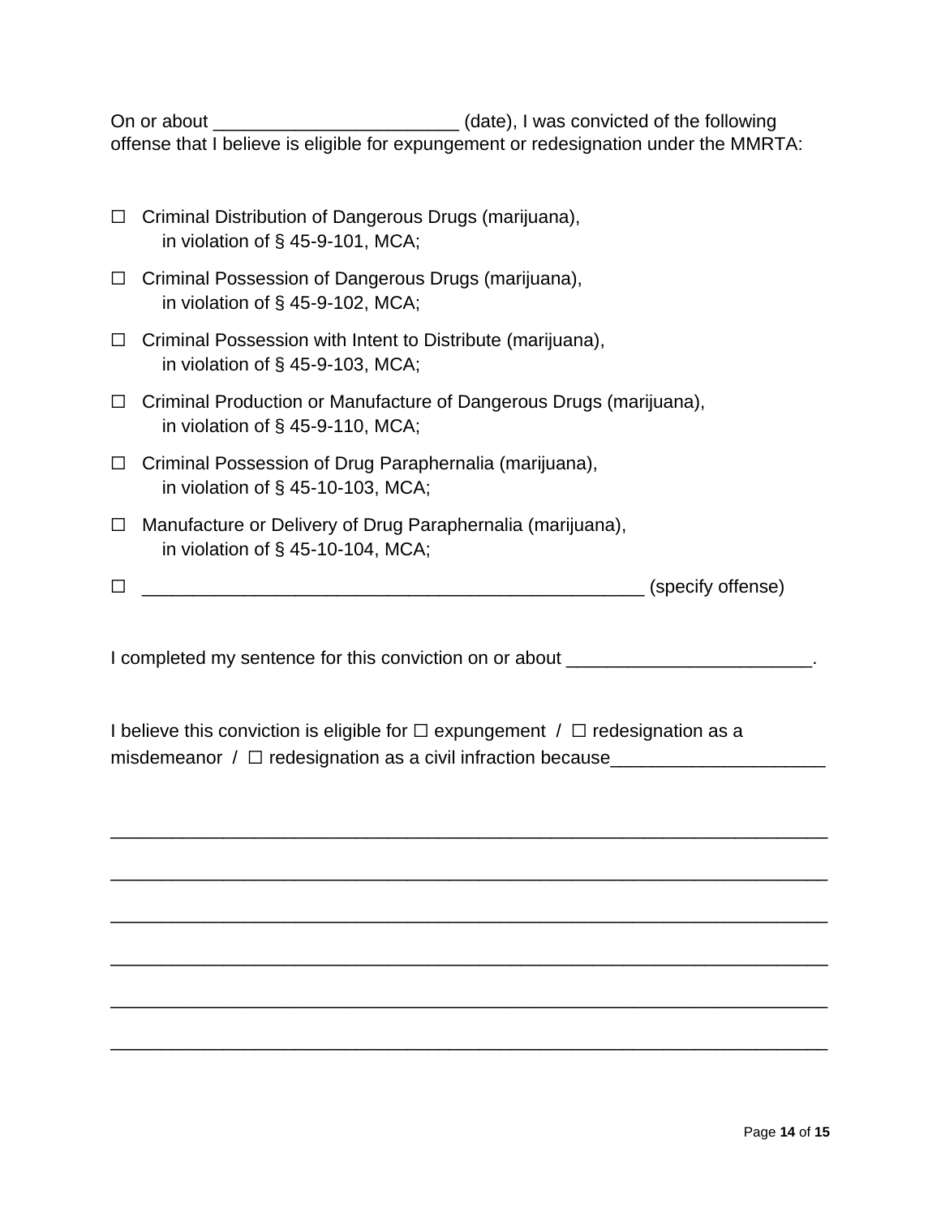On or about _______________________ (date), I was convicted of the following offense that I believe is eligible for expungement or redesignation under the MMRTA:

☐ Criminal Distribution of Dangerous Drugs (marijuana), in violation of § 45-9-101, MCA;

☐ Criminal Possession of Dangerous Drugs (marijuana), in violation of § 45-9-102, MCA;

☐ Criminal Possession with Intent to Distribute (marijuana), in violation of § 45-9-103, MCA;

☐ Criminal Production or Manufacture of Dangerous Drugs (marijuana), in violation of § 45-9-110, MCA;

☐ Criminal Possession of Drug Paraphernalia (marijuana), in violation of § 45-10-103, MCA;

☐ Manufacture or Delivery of Drug Paraphernalia (marijuana), in violation of § 45-10-104, MCA;

☐ _______________________________________________ (specify offense)

I completed my sentence for this conviction on or about _______________________.

I believe this conviction is eligible for ☐ expungement / ☐ redesignation as a misdemeanor / ☐ redesignation as a civil infraction because____________________

____________________________________________________________________

____________________________________________________________________

____________________________________________________________________

____________________________________________________________________

____________________________________________________________________

____________________________________________________________________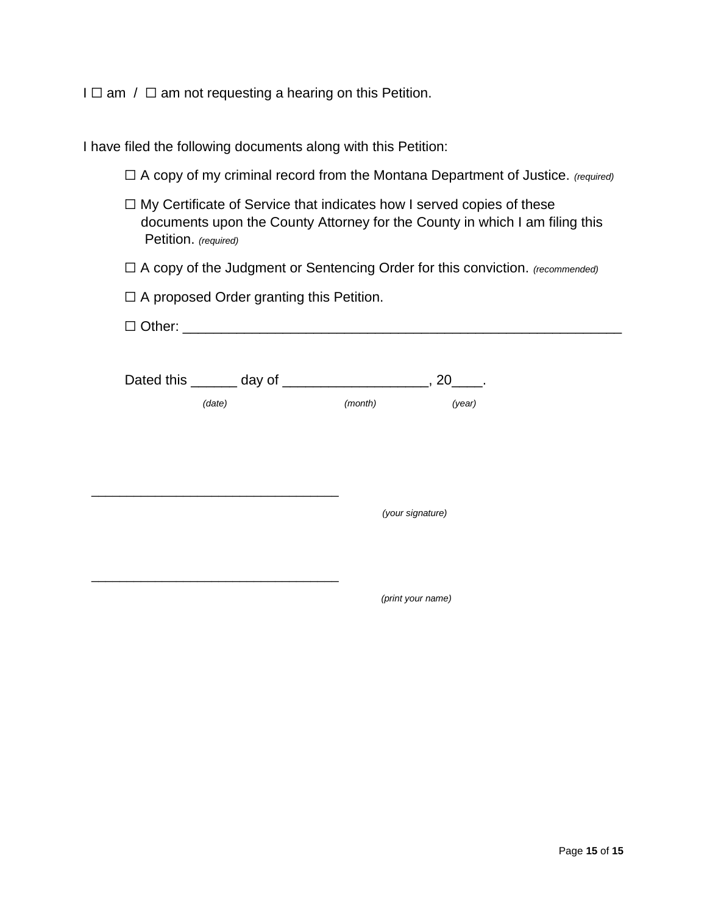I ☐ am / ☐ am not requesting a hearing on this Petition.

I have filed the following documents along with this Petition:

- ☐ A copy of my criminal record from the Montana Department of Justice. *(required)*
- ☐ My Certificate of Service that indicates how I served copies of these documents upon the County Attorney for the County in which I am filing this Petition. *(required)*
- ☐ A copy of the Judgment or Sentencing Order for this conviction. *(recommended)*
- ☐ A proposed Order granting this Petition.
- ☐ Other: ___________________________________________________________

Dated this ______ day of ___________________, 20____.
*(date)* *(month)* *(year)*

________________________________
*(your signature)*

________________________________
*(print your name)*